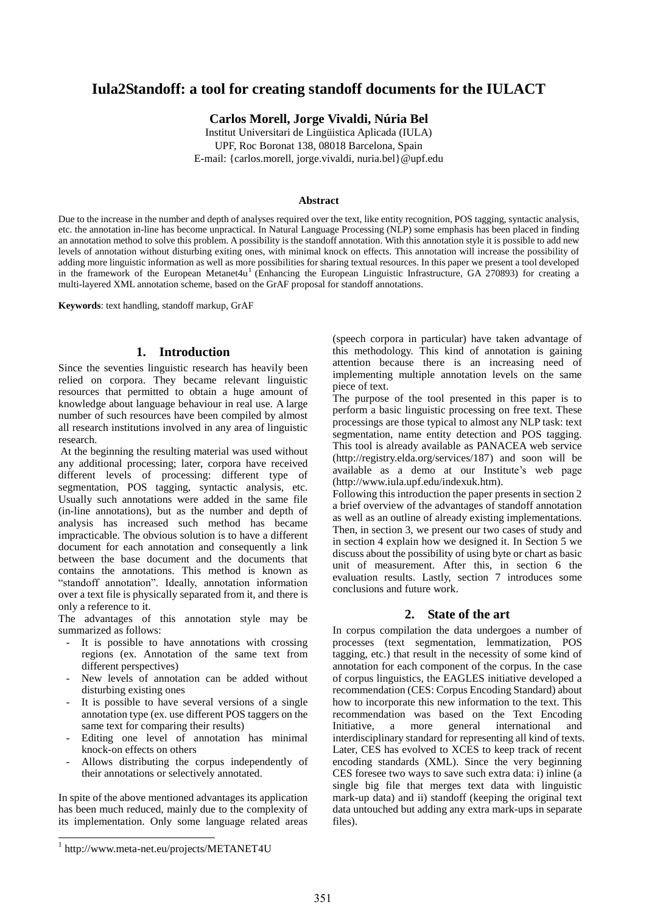# Iula2Standoff: a tool for creating standoff documents for the IULACT

**Carlos Morell, Jorge Vivaldi, Núria Bel**

Institut Universitari de Lingüistica Aplicada (IULA)
UPF, Roc Boronat 138, 08018 Barcelona, Spain
E-mail: {carlos.morell, jorge.vivaldi, nuria.bel}@upf.edu

### Abstract

Due to the increase in the number and depth of analyses required over the text, like entity recognition, POS tagging, syntactic analysis, etc. the annotation in-line has become unpractical. In Natural Language Processing (NLP) some emphasis has been placed in finding an annotation method to solve this problem. A possibility is the standoff annotation. With this annotation style it is possible to add new levels of annotation without disturbing exiting ones, with minimal knock on effects. This annotation will increase the possibility of adding more linguistic information as well as more possibilities for sharing textual resources. In this paper we present a tool developed in the framework of the European Metanet4u[1] (Enhancing the European Linguistic Infrastructure, GA 270893) for creating a multi-layered XML annotation scheme, based on the GrAF proposal for standoff annotations.

**Keywords**: text handling, standoff markup, GrAF

## 1. Introduction

Since the seventies linguistic research has heavily been relied on corpora. They became relevant linguistic resources that permitted to obtain a huge amount of knowledge about language behaviour in real use. A large number of such resources have been compiled by almost all research institutions involved in any area of linguistic research.

At the beginning the resulting material was used without any additional processing; later, corpora have received different levels of processing: different type of segmentation, POS tagging, syntactic analysis, etc. Usually such annotations were added in the same file (in-line annotations), but as the number and depth of analysis has increased such method has became impracticable. The obvious solution is to have a different document for each annotation and consequently a link between the base document and the documents that contains the annotations. This method is known as "standoff annotation". Ideally, annotation information over a text file is physically separated from it, and there is only a reference to it.

The advantages of this annotation style may be summarized as follows:

- It is possible to have annotations with crossing regions (ex. Annotation of the same text from different perspectives)
- New levels of annotation can be added without disturbing existing ones
- It is possible to have several versions of a single annotation type (ex. use different POS taggers on the same text for comparing their results)
- Editing one level of annotation has minimal knock-on effects on others
- Allows distributing the corpus independently of their annotations or selectively annotated.

In spite of the above mentioned advantages its application has been much reduced, mainly due to the complexity of its implementation. Only some language related areas (speech corpora in particular) have taken advantage of this methodology. This kind of annotation is gaining attention because there is an increasing need of implementing multiple annotation levels on the same piece of text.

The purpose of the tool presented in this paper is to perform a basic linguistic processing on free text. These processings are those typical to almost any NLP task: text segmentation, name entity detection and POS tagging. This tool is already available as PANACEA web service (http://registry.elda.org/services/187) and soon will be available as a demo at our Institute's web page (http://www.iula.upf.edu/indexuk.htm).

Following this introduction the paper presents in section 2 a brief overview of the advantages of standoff annotation as well as an outline of already existing implementations. Then, in section 3, we present our two cases of study and in section 4 explain how we designed it. In Section 5 we discuss about the possibility of using byte or chart as basic unit of measurement. After this, in section 6 the evaluation results. Lastly, section 7 introduces some conclusions and future work.

## 2. State of the art

In corpus compilation the data undergoes a number of processes (text segmentation, lemmatization, POS tagging, etc.) that result in the necessity of some kind of annotation for each component of the corpus. In the case of corpus linguistics, the EAGLES initiative developed a recommendation (CES: Corpus Encoding Standard) about how to incorporate this new information to the text. This recommendation was based on the Text Encoding Initiative, a more general international and interdisciplinary standard for representing all kind of texts. Later, CES has evolved to XCES to keep track of recent encoding standards (XML). Since the very beginning CES foresee two ways to save such extra data: i) inline (a single big file that merges text data with linguistic mark-up data) and ii) standoff (keeping the original text data untouched but adding any extra mark-ups in separate files).

[1] http://www.meta-net.eu/projects/METANET4U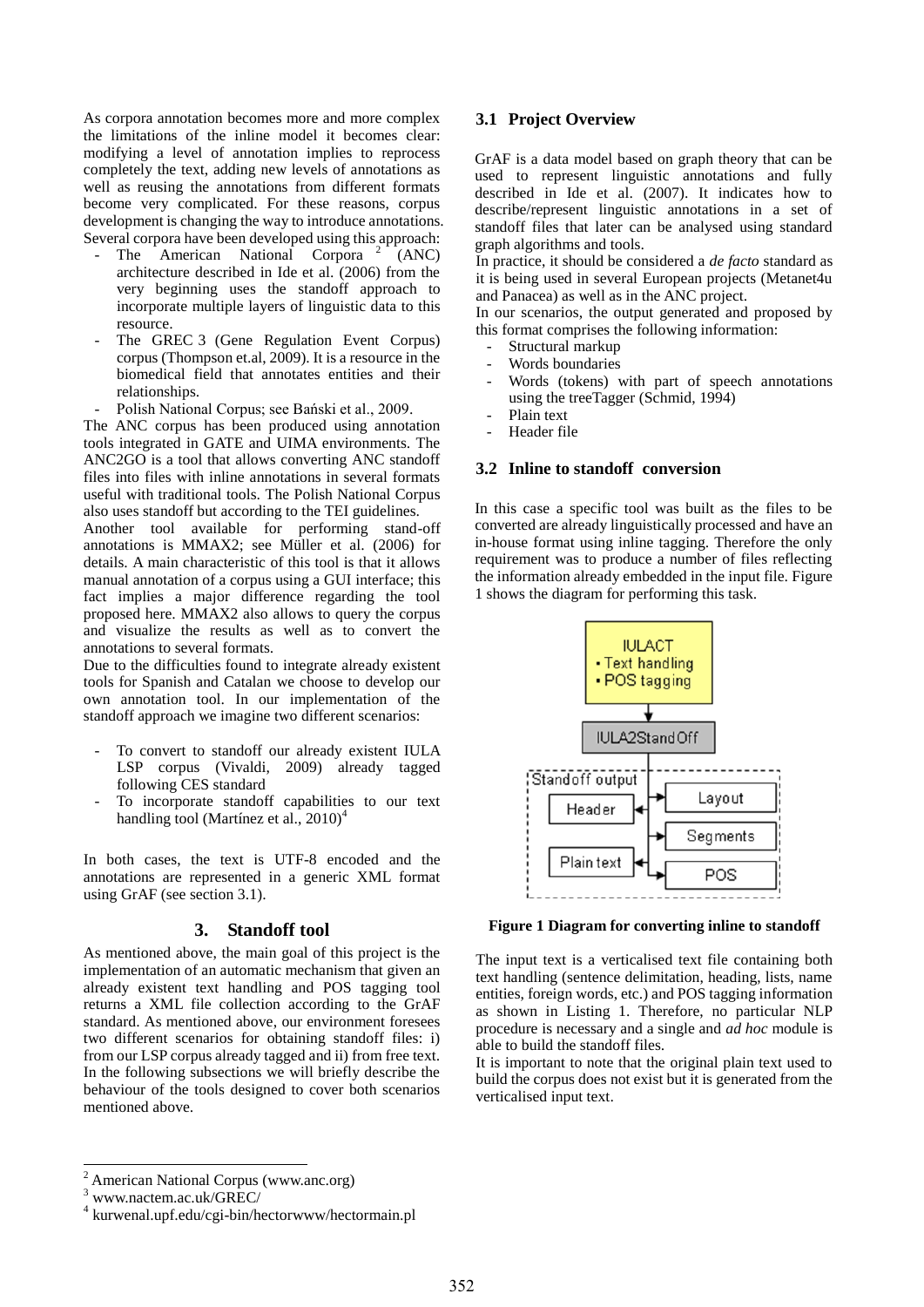As corpora annotation becomes more and more complex the limitations of the inline model it becomes clear: modifying a level of annotation implies to reprocess completely the text, adding new levels of annotations as well as reusing the annotations from different formats become very complicated. For such reasons, corpus development is changing the way to introduce annotations. Several corpora have been developed using this approach:

- The American National Corpora [2] (ANC) architecture described in Ide et al. (2006) from the very beginning uses the standoff approach to incorporate multiple layers of linguistic data to this resource.
- The GREC 3 (Gene Regulation Event Corpus) corpus (Thompson et.al, 2009). It is a resource in the biomedical field that annotates entities and their relationships.
- Polish National Corpus; see Bański et al., 2009.

The ANC corpus has been produced using annotation tools integrated in GATE and UIMA environments. The ANC2GO is a tool that allows converting ANC standoff files into files with inline annotations in several formats useful with traditional tools. The Polish National Corpus also uses standoff but according to the TEI guidelines.

Another tool available for performing stand-off annotations is MMAX2; see Müller et al. (2006) for details. A main characteristic of this tool is that it allows manual annotation of a corpus using a GUI interface; this fact implies a major difference regarding the tool proposed here. MMAX2 also allows to query the corpus and visualize the results as well as to convert the annotations to several formats.

Due to the difficulties found to integrate already existent tools for Spanish and Catalan we choose to develop our own annotation tool. In our implementation of the standoff approach we imagine two different scenarios:

- To convert to standoff our already existent IULA LSP corpus (Vivaldi, 2009) already tagged following CES standard
- To incorporate standoff capabilities to our text handling tool (Martínez et al., 2010)[4]

In both cases, the text is UTF-8 encoded and the annotations are represented in a generic XML format using GrAF (see section 3.1).

## 3. Standoff tool

As mentioned above, the main goal of this project is the implementation of an automatic mechanism that given an already existent text handling and POS tagging tool returns a XML file collection according to the GrAF standard. As mentioned above, our environment foresees two different scenarios for obtaining standoff files: i) from our LSP corpus already tagged and ii) from free text. In the following subsections we will briefly describe the behaviour of the tools designed to cover both scenarios mentioned above.

### 3.1 Project Overview

GrAF is a data model based on graph theory that can be used to represent linguistic annotations and fully described in Ide et al. (2007). It indicates how to describe/represent linguistic annotations in a set of standoff files that later can be analysed using standard graph algorithms and tools.

In practice, it should be considered a *de facto* standard as it is being used in several European projects (Metanet4u and Panacea) as well as in the ANC project.

In our scenarios, the output generated and proposed by this format comprises the following information:

- Structural markup
- Words boundaries
- Words (tokens) with part of speech annotations using the treeTagger (Schmid, 1994)
- Plain text
- Header file

### 3.2 Inline to standoff conversion

In this case a specific tool was built as the files to be converted are already linguistically processed and have an in-house format using inline tagging. Therefore the only requirement was to produce a number of files reflecting the information already embedded in the input file. Figure 1 shows the diagram for performing this task.

IULACT
- Text handling
- POS tagging

IULA2StandOff

Standoff output: Header, Plain text, Layout, Segments, POS

**Figure 1 Diagram for converting inline to standoff**

The input text is a verticalised text file containing both text handling (sentence delimitation, heading, lists, name entities, foreign words, etc.) and POS tagging information as shown in Listing 1. Therefore, no particular NLP procedure is necessary and a single and *ad hoc* module is able to build the standoff files.

It is important to note that the original plain text used to build the corpus does not exist but it is generated from the verticalised input text.

---

[2] American National Corpus (www.anc.org)

[3] www.nactem.ac.uk/GREC/

[4] kurwenal.upf.edu/cgi-bin/hectorwww/hectormain.pl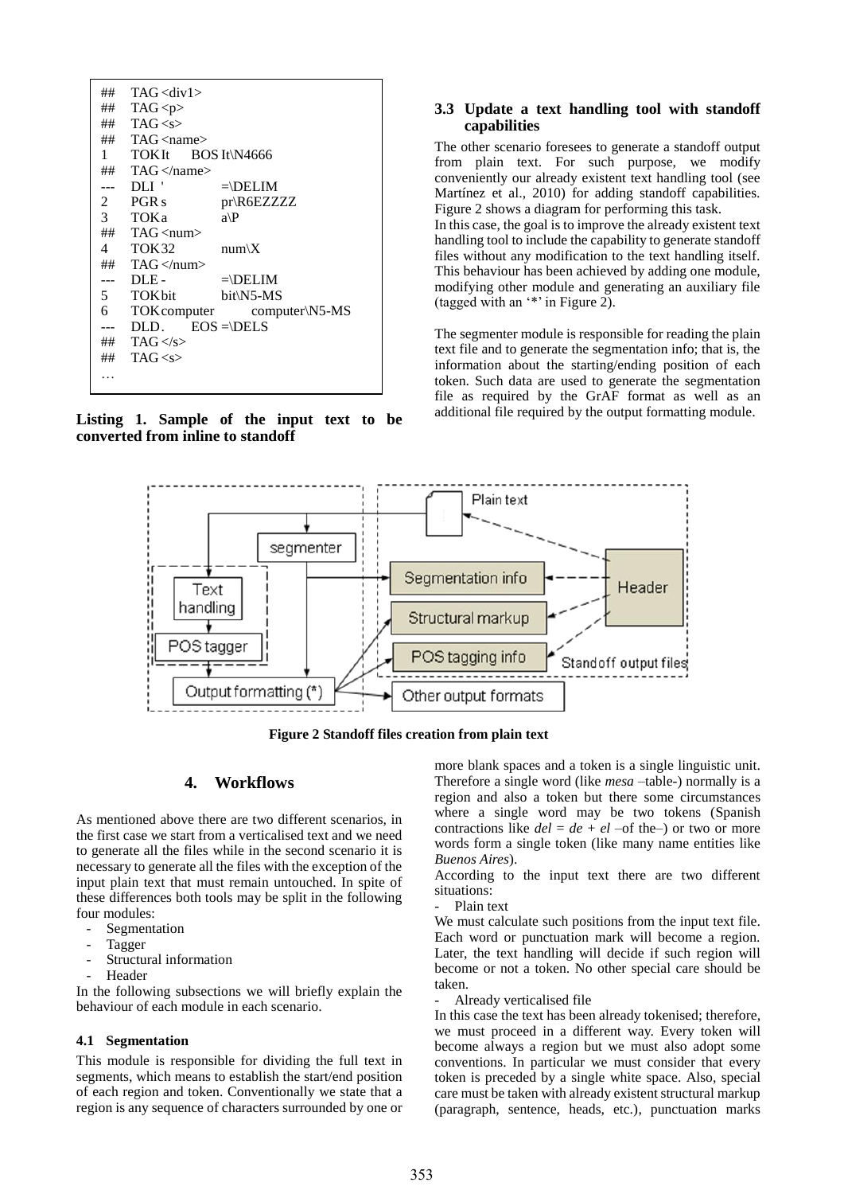```
##   TAG <div1>
##   TAG <p>
##   TAG <s>
##   TAG <name>
1    TOK It     BOS It\N4666
##   TAG </name>
---  DLI '          =\DELIM
2    PGR s          pr\R6EZZZZ
3    TOK a          a\P
##   TAG <num>
4    TOK 32         num\X
##   TAG </num>
---  DLE -          =\DELIM
5    TOK bit        bit\N5-MS
6    TOK computer       computer\N5-MS
---  DLD .     EOS =\DELS
##   TAG </s>
##   TAG <s>
…
```

**Listing 1. Sample of the input text to be converted from inline to standoff**

### 3.3 Update a text handling tool with standoff capabilities

The other scenario foresees to generate a standoff output from plain text. For such purpose, we modify conveniently our already existent text handling tool (see Martínez et al., 2010) for adding standoff capabilities. Figure 2 shows a diagram for performing this task.

In this case, the goal is to improve the already existent text handling tool to include the capability to generate standoff files without any modification to the text handling itself. This behaviour has been achieved by adding one module, modifying other module and generating an auxiliary file (tagged with an '*' in Figure 2).

The segmenter module is responsible for reading the plain text file and to generate the segmentation info; that is, the information about the starting/ending position of each token. Such data are used to generate the segmentation file as required by the GrAF format as well as an additional file required by the output formatting module.

**Figure 2 Standoff files creation from plain text**

## 4. Workflows

As mentioned above there are two different scenarios, in the first case we start from a verticalised text and we need to generate all the files while in the second scenario it is necessary to generate all the files with the exception of the input plain text that must remain untouched. In spite of these differences both tools may be split in the following four modules:

- Segmentation
- Tagger
- Structural information
- Header

In the following subsections we will briefly explain the behaviour of each module in each scenario.

### 4.1 Segmentation

This module is responsible for dividing the full text in segments, which means to establish the start/end position of each region and token. Conventionally we state that a region is any sequence of characters surrounded by one or more blank spaces and a token is a single linguistic unit. Therefore a single word (like *mesa* –table-) normally is a region and also a token but there some circumstances where a single word may be two tokens (Spanish contractions like *del* = *de* + *el* –of the–) or two or more words form a single token (like many name entities like *Buenos Aires*).

According to the input text there are two different situations:

- Plain text

We must calculate such positions from the input text file. Each word or punctuation mark will become a region. Later, the text handling will decide if such region will become or not a token. No other special care should be taken.

- Already verticalised file

In this case the text has been already tokenised; therefore, we must proceed in a different way. Every token will become always a region but we must also adopt some conventions. In particular we must consider that every token is preceded by a single white space. Also, special care must be taken with already existent structural markup (paragraph, sentence, heads, etc.), punctuation marks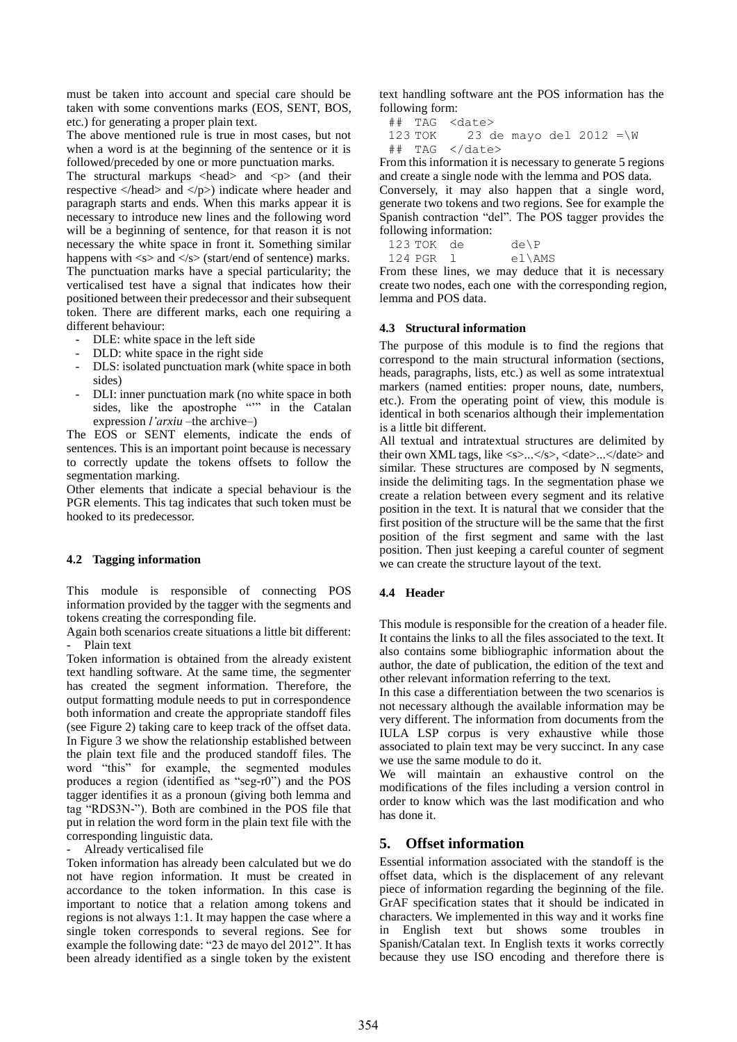must be taken into account and special care should be taken with some conventions marks (EOS, SENT, BOS, etc.) for generating a proper plain text.

The above mentioned rule is true in most cases, but not when a word is at the beginning of the sentence or it is followed/preceded by one or more punctuation marks.

The structural markups <head> and <p> (and their respective </head> and </p>) indicate where header and paragraph starts and ends. When this marks appear it is necessary to introduce new lines and the following word will be a beginning of sentence, for that reason it is not necessary the white space in front it. Something similar happens with <s> and </s> (start/end of sentence) marks.

The punctuation marks have a special particularity; the verticalised test have a signal that indicates how their positioned between their predecessor and their subsequent token. There are different marks, each one requiring a different behaviour:

- DLE: white space in the left side
- DLD: white space in the right side
- DLS: isolated punctuation mark (white space in both sides)
- DLI: inner punctuation mark (no white space in both sides, like the apostrophe "'" in the Catalan expression *l'arxiu* –the archive–)

The EOS or SENT elements, indicate the ends of sentences. This is an important point because is necessary to correctly update the tokens offsets to follow the segmentation marking.

Other elements that indicate a special behaviour is the PGR elements. This tag indicates that such token must be hooked to its predecessor.

### 4.2 Tagging information

This module is responsible of connecting POS information provided by the tagger with the segments and tokens creating the corresponding file.

Again both scenarios create situations a little bit different:

- Plain text

Token information is obtained from the already existent text handling software. At the same time, the segmenter has created the segment information. Therefore, the output formatting module needs to put in correspondence both information and create the appropriate standoff files (see Figure 2) taking care to keep track of the offset data. In Figure 3 we show the relationship established between the plain text file and the produced standoff files. The word "this" for example, the segmented modules produces a region (identified as "seg-r0") and the POS tagger identifies it as a pronoun (giving both lemma and tag "RDS3N-"). Both are combined in the POS file that put in relation the word form in the plain text file with the corresponding linguistic data.

- Already verticalised file

Token information has already been calculated but we do not have region information. It must be created in accordance to the token information. In this case is important to notice that a relation among tokens and regions is not always 1:1. It may happen the case where a single token corresponds to several regions. See for example the following date: "23 de mayo del 2012". It has been already identified as a single token by the existent text handling software ant the POS information has the following form:

```
## TAG <date>
123 TOK    23 de mayo del 2012 =\W
## TAG </date>
```

From this information it is necessary to generate 5 regions and create a single node with the lemma and POS data.

Conversely, it may also happen that a single word, generate two tokens and two regions. See for example the Spanish contraction "del". The POS tagger provides the following information:

```
123 TOK  de       de\P
124 PGR  l        el\AMS
```

From these lines, we may deduce that it is necessary create two nodes, each one with the corresponding region, lemma and POS data.

### 4.3 Structural information

The purpose of this module is to find the regions that correspond to the main structural information (sections, heads, paragraphs, lists, etc.) as well as some intratextual markers (named entities: proper nouns, date, numbers, etc.). From the operating point of view, this module is identical in both scenarios although their implementation is a little bit different.

All textual and intratextual structures are delimited by their own XML tags, like <s>...</s>, <date>...</date> and similar. These structures are composed by N segments, inside the delimiting tags. In the segmentation phase we create a relation between every segment and its relative position in the text. It is natural that we consider that the first position of the structure will be the same that the first position of the first segment and same with the last position. Then just keeping a careful counter of segment we can create the structure layout of the text.

### 4.4 Header

This module is responsible for the creation of a header file. It contains the links to all the files associated to the text. It also contains some bibliographic information about the author, the date of publication, the edition of the text and other relevant information referring to the text.

In this case a differentiation between the two scenarios is not necessary although the available information may be very different. The information from documents from the IULA LSP corpus is very exhaustive while those associated to plain text may be very succinct. In any case we use the same module to do it.

We will maintain an exhaustive control on the modifications of the files including a version control in order to know which was the last modification and who has done it.

## 5. Offset information

Essential information associated with the standoff is the offset data, which is the displacement of any relevant piece of information regarding the beginning of the file. GrAF specification states that it should be indicated in characters. We implemented in this way and it works fine in English text but shows some troubles in Spanish/Catalan text. In English texts it works correctly because they use ISO encoding and therefore there is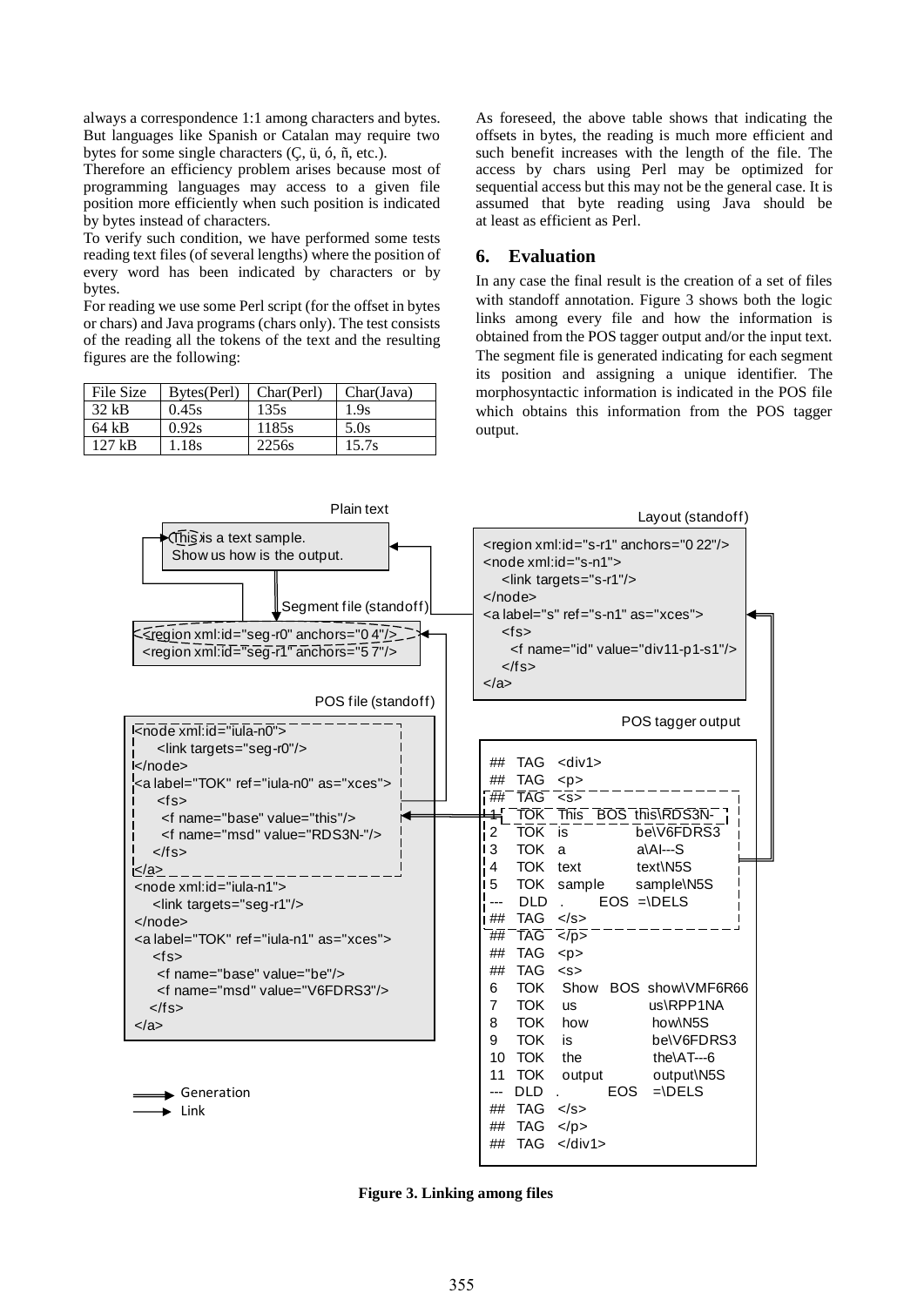always a correspondence 1:1 among characters and bytes. But languages like Spanish or Catalan may require two bytes for some single characters (Ç, ü, ó, ñ, etc.).

Therefore an efficiency problem arises because most of programming languages may access to a given file position more efficiently when such position is indicated by bytes instead of characters.

To verify such condition, we have performed some tests reading text files (of several lengths) where the position of every word has been indicated by characters or by bytes.

For reading we use some Perl script (for the offset in bytes or chars) and Java programs (chars only). The test consists of the reading all the tokens of the text and the resulting figures are the following:

| File Size | Bytes(Perl) | Char(Perl) | Char(Java) |
|---|---|---|---|
| 32 kB | 0.45s | 135s | 1.9s |
| 64 kB | 0.92s | 1185s | 5.0s |
| 127 kB | 1.18s | 2256s | 15.7s |

As foreseed, the above table shows that indicating the offsets in bytes, the reading is much more efficient and such benefit increases with the length of the file. The access by chars using Perl may be optimized for sequential access but this may not be the general case. It is assumed that byte reading using Java should be at least as efficient as Perl.

## 6. Evaluation

In any case the final result is the creation of a set of files with standoff annotation. Figure 3 shows both the logic links among every file and how the information is obtained from the POS tagger output and/or the input text. The segment file is generated indicating for each segment its position and assigning a unique identifier. The morphosyntactic information is indicated in the POS file which obtains this information from the POS tagger output.

Plain text

```
This is a text sample.
Show us how is the output.
```

Segment file (standoff)

```
<region xml:id="seg-r0" anchors="0 4"/>
<region xml:id="seg-r1" anchors="5 7"/>
```

Layout (standoff)

```
<region xml:id="s-r1" anchors="0 22"/>
<node xml:id="s-n1">
   <link targets="s-r1"/>
</node>
<a label="s" ref="s-n1" as="xces">
   <fs>
     <f name="id" value="div11-p1-s1"/>
   </fs>
</a>
```

POS file (standoff)

```
<node xml:id="iula-n0">
   <link targets="seg-r0"/>
</node>
<a label="TOK" ref="iula-n0" as="xces">
   <fs>
    <f name="base" value="this"/>
    <f name="msd" value="RDS3N-"/>
   </fs>
</a>
<node xml:id="iula-n1">
   <link targets="seg-r1"/>
</node>
<a label="TOK" ref="iula-n1" as="xces">
   <fs>
    <f name="base" value="be"/>
    <f name="msd" value="V6FDRS3"/>
   </fs>
</a>
```

POS tagger output

```
##   TAG   <div1>
##   TAG   <p>
##   TAG   <s>
1    TOK   This   BOS  this\RDS3N-
2    TOK   is          be\V6FDRS3
3    TOK   a           a\AI---S
4    TOK   text        text\N5S
5    TOK   sample      sample\N5S
---  DLD   .      EOS  =\DELS
##   TAG   </s>
##   TAG   </p>
##   TAG   <p>
##   TAG   <s>
6    TOK   Show   BOS  show\VMF6R66
7    TOK   us          us\RPP1NA
8    TOK   how         how\N5S
9    TOK   is          be\V6FDRS3
10   TOK   the         the\AT---6
11   TOK   output      output\N5S
---  DLD   .      EOS  =\DELS
##   TAG   </s>
##   TAG   </p>
##   TAG   </div1>
```

Generation
Link

**Figure 3. Linking among files**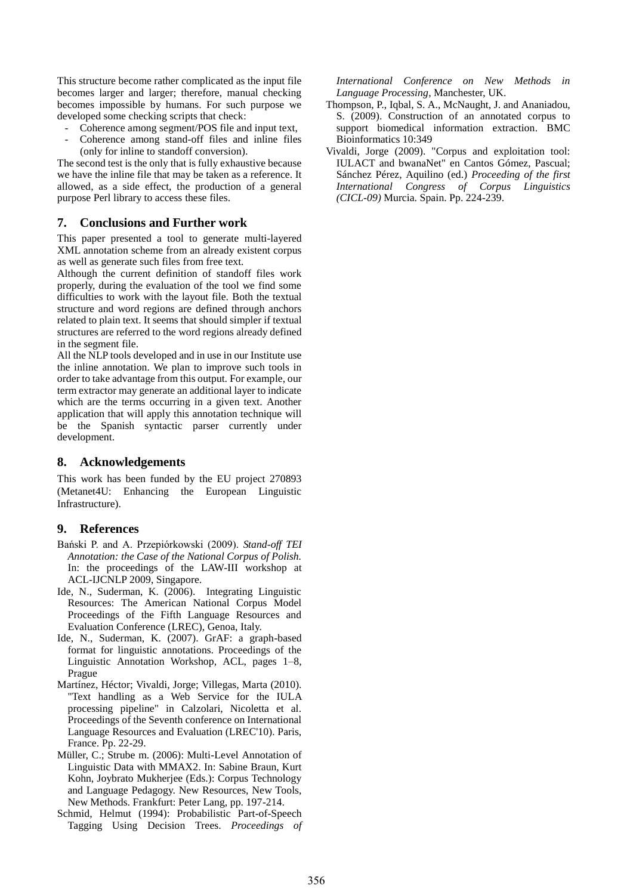This structure become rather complicated as the input file becomes larger and larger; therefore, manual checking becomes impossible by humans. For such purpose we developed some checking scripts that check:

- Coherence among segment/POS file and input text,
- Coherence among stand-off files and inline files (only for inline to standoff conversion).

The second test is the only that is fully exhaustive because we have the inline file that may be taken as a reference. It allowed, as a side effect, the production of a general purpose Perl library to access these files.

## 7. Conclusions and Further work

This paper presented a tool to generate multi-layered XML annotation scheme from an already existent corpus as well as generate such files from free text.

Although the current definition of standoff files work properly, during the evaluation of the tool we find some difficulties to work with the layout file. Both the textual structure and word regions are defined through anchors related to plain text. It seems that should simpler if textual structures are referred to the word regions already defined in the segment file.

All the NLP tools developed and in use in our Institute use the inline annotation. We plan to improve such tools in order to take advantage from this output. For example, our term extractor may generate an additional layer to indicate which are the terms occurring in a given text. Another application that will apply this annotation technique will be the Spanish syntactic parser currently under development.

## 8. Acknowledgements

This work has been funded by the EU project 270893 (Metanet4U: Enhancing the European Linguistic Infrastructure).

## 9. References

Bański P. and A. Przepiórkowski (2009). *Stand-off TEI Annotation: the Case of the National Corpus of Polish.* In: the proceedings of the LAW-III workshop at ACL-IJCNLP 2009, Singapore.

Ide, N., Suderman, K. (2006). Integrating Linguistic Resources: The American National Corpus Model Proceedings of the Fifth Language Resources and Evaluation Conference (LREC), Genoa, Italy.

Ide, N., Suderman, K. (2007). GrAF: a graph-based format for linguistic annotations. Proceedings of the Linguistic Annotation Workshop, ACL, pages 1–8, Prague

Martínez, Héctor; Vivaldi, Jorge; Villegas, Marta (2010). "Text handling as a Web Service for the IULA processing pipeline" in Calzolari, Nicoletta et al. Proceedings of the Seventh conference on International Language Resources and Evaluation (LREC'10). Paris, France. Pp. 22-29.

Müller, C.; Strube m. (2006): Multi-Level Annotation of Linguistic Data with MMAX2. In: Sabine Braun, Kurt Kohn, Joybrato Mukherjee (Eds.): Corpus Technology and Language Pedagogy. New Resources, New Tools, New Methods. Frankfurt: Peter Lang, pp. 197-214.

Schmid, Helmut (1994): Probabilistic Part-of-Speech Tagging Using Decision Trees. *Proceedings of International Conference on New Methods in Language Processing*, Manchester, UK.

Thompson, P., Iqbal, S. A., McNaught, J. and Ananiadou, S. (2009). Construction of an annotated corpus to support biomedical information extraction. BMC Bioinformatics 10:349

Vivaldi, Jorge (2009). "Corpus and exploitation tool: IULACT and bwanaNet" en Cantos Gómez, Pascual; Sánchez Pérez, Aquilino (ed.) *Proceeding of the first International Congress of Corpus Linguistics (CICL-09)* Murcia. Spain. Pp. 224-239.